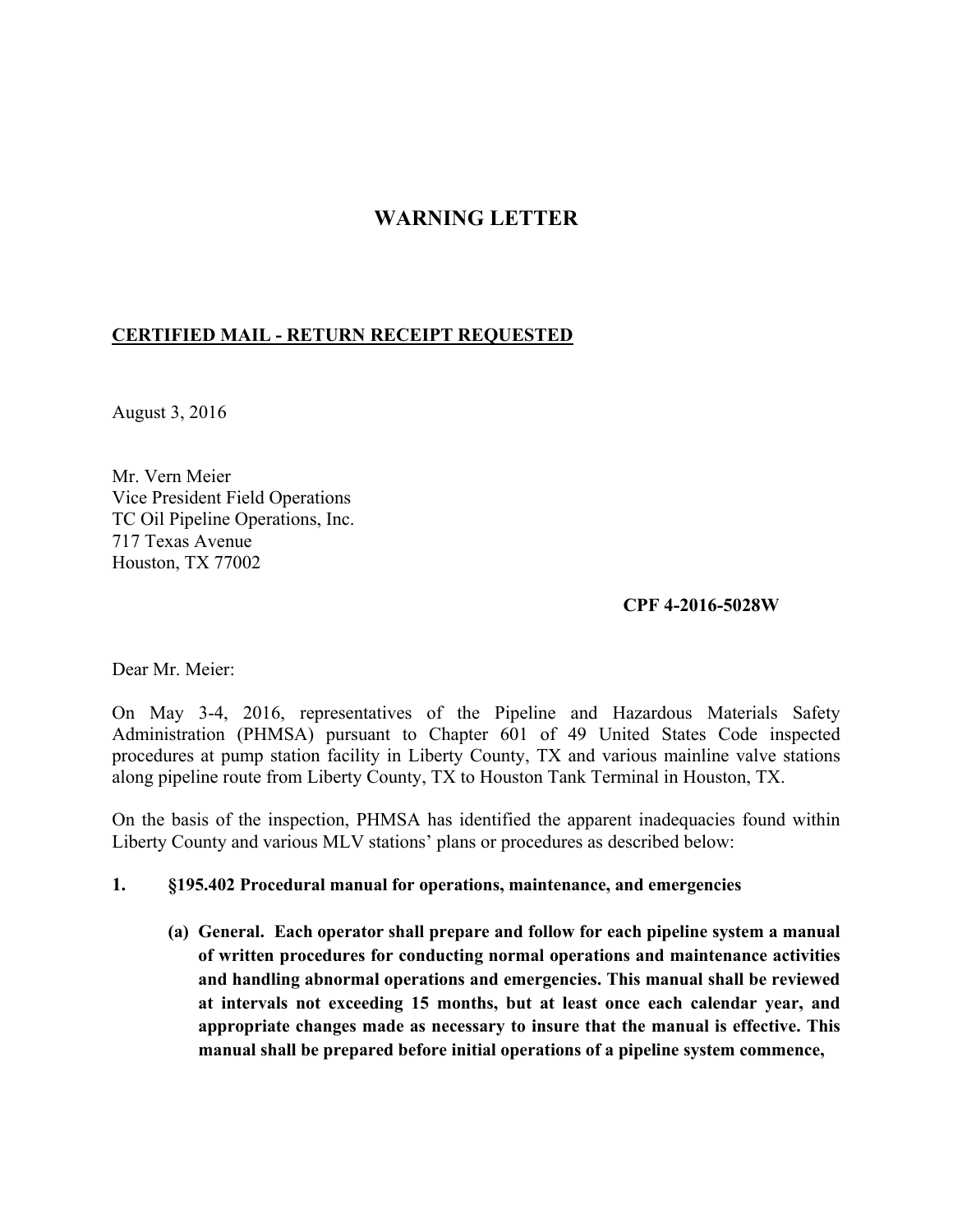# WARNING LETTER

**CERTIFIED MAIL - RETURN RECEIPT REQUESTED**

August 3, 2016

Mr. Vern Meier  
Vice President Field Operations  
TC Oil Pipeline Operations, Inc.  
717 Texas Avenue  
Houston, TX 77002

**CPF 4-2016-5028W**

Dear Mr. Meier:

On May 3-4, 2016, representatives of the Pipeline and Hazardous Materials Safety Administration (PHMSA) pursuant to Chapter 601 of 49 United States Code inspected procedures at pump station facility in Liberty County, TX and various mainline valve stations along pipeline route from Liberty County, TX to Houston Tank Terminal in Houston, TX.

On the basis of the inspection, PHMSA has identified the apparent inadequacies found within Liberty County and various MLV stations' plans or procedures as described below:

1. **§195.402 Procedural manual for operations, maintenance, and emergencies**

   **(a) General. Each operator shall prepare and follow for each pipeline system a manual of written procedures for conducting normal operations and maintenance activities and handling abnormal operations and emergencies. This manual shall be reviewed at intervals not exceeding 15 months, but at least once each calendar year, and appropriate changes made as necessary to insure that the manual is effective. This manual shall be prepared before initial operations of a pipeline system commence,**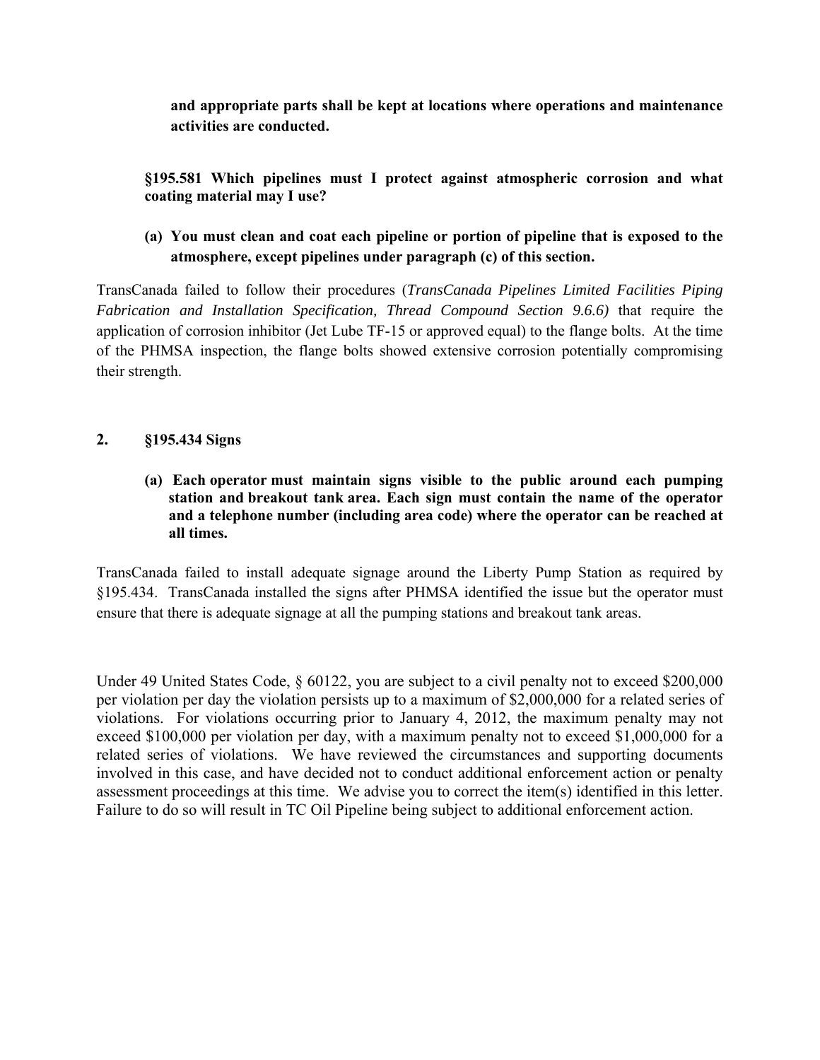**and appropriate parts shall be kept at locations where operations and maintenance activities are conducted.**

**§195.581 Which pipelines must I protect against atmospheric corrosion and what coating material may I use?**

**(a) You must clean and coat each pipeline or portion of pipeline that is exposed to the atmosphere, except pipelines under paragraph (c) of this section.**

TransCanada failed to follow their procedures (*TransCanada Pipelines Limited Facilities Piping Fabrication and Installation Specification, Thread Compound Section 9.6.6)* that require the application of corrosion inhibitor (Jet Lube TF-15 or approved equal) to the flange bolts. At the time of the PHMSA inspection, the flange bolts showed extensive corrosion potentially compromising their strength.

**2. §195.434 Signs**

**(a) Each operator must maintain signs visible to the public around each pumping station and breakout tank area. Each sign must contain the name of the operator and a telephone number (including area code) where the operator can be reached at all times.**

TransCanada failed to install adequate signage around the Liberty Pump Station as required by §195.434. TransCanada installed the signs after PHMSA identified the issue but the operator must ensure that there is adequate signage at all the pumping stations and breakout tank areas.

Under 49 United States Code, § 60122, you are subject to a civil penalty not to exceed $200,000 per violation per day the violation persists up to a maximum of $2,000,000 for a related series of violations. For violations occurring prior to January 4, 2012, the maximum penalty may not exceed $100,000 per violation per day, with a maximum penalty not to exceed $1,000,000 for a related series of violations. We have reviewed the circumstances and supporting documents involved in this case, and have decided not to conduct additional enforcement action or penalty assessment proceedings at this time. We advise you to correct the item(s) identified in this letter. Failure to do so will result in TC Oil Pipeline being subject to additional enforcement action.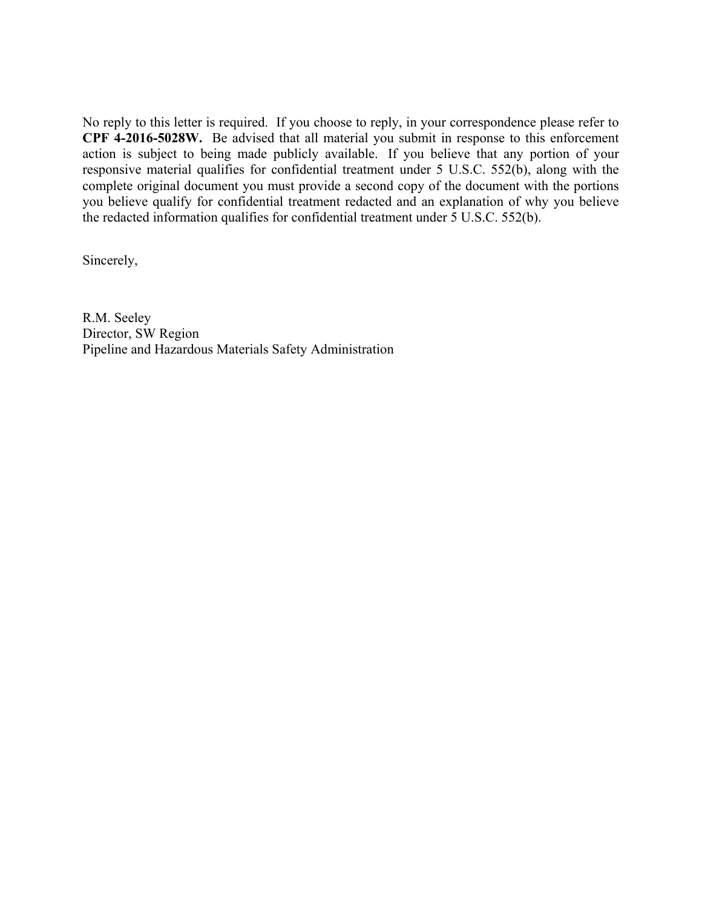No reply to this letter is required. If you choose to reply, in your correspondence please refer to **CPF 4-2016-5028W.** Be advised that all material you submit in response to this enforcement action is subject to being made publicly available. If you believe that any portion of your responsive material qualifies for confidential treatment under 5 U.S.C. 552(b), along with the complete original document you must provide a second copy of the document with the portions you believe qualify for confidential treatment redacted and an explanation of why you believe the redacted information qualifies for confidential treatment under 5 U.S.C. 552(b).

Sincerely,

R.M. Seeley
Director, SW Region
Pipeline and Hazardous Materials Safety Administration